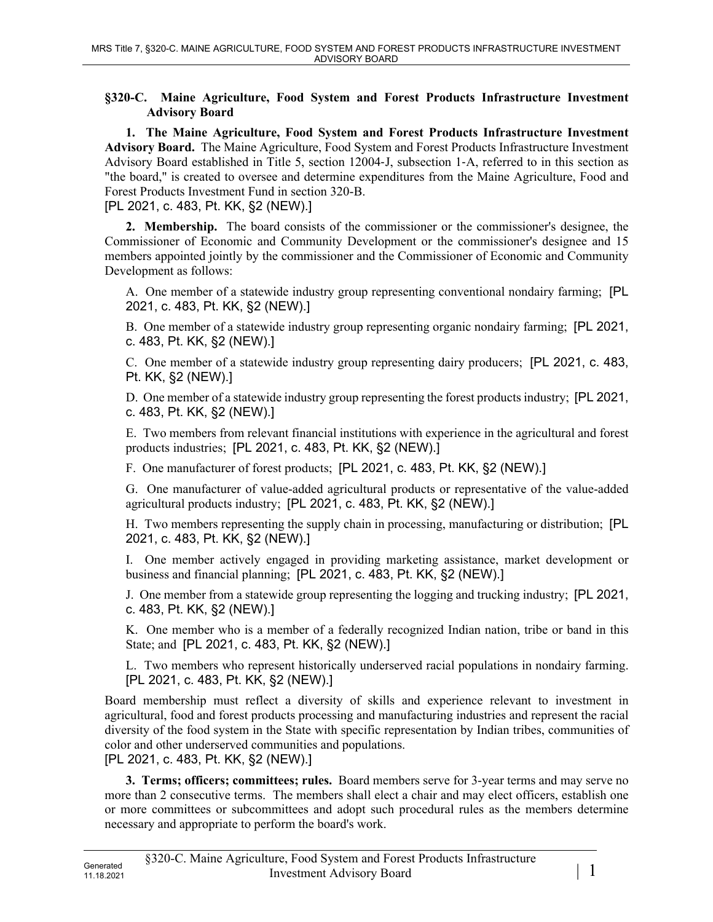**§320-C. Maine Agriculture, Food System and Forest Products Infrastructure Investment Advisory Board**

**1. The Maine Agriculture, Food System and Forest Products Infrastructure Investment Advisory Board.** The Maine Agriculture, Food System and Forest Products Infrastructure Investment Advisory Board established in Title 5, section 12004-J, subsection 1-A, referred to in this section as "the board," is created to oversee and determine expenditures from the Maine Agriculture, Food and Forest Products Investment Fund in section 320-B.
[PL 2021, c. 483, Pt. KK, §2 (NEW).]

**2. Membership.** The board consists of the commissioner or the commissioner's designee, the Commissioner of Economic and Community Development or the commissioner's designee and 15 members appointed jointly by the commissioner and the Commissioner of Economic and Community Development as follows:

A. One member of a statewide industry group representing conventional nondairy farming; [PL 2021, c. 483, Pt. KK, §2 (NEW).]

B. One member of a statewide industry group representing organic nondairy farming; [PL 2021, c. 483, Pt. KK, §2 (NEW).]

C. One member of a statewide industry group representing dairy producers; [PL 2021, c. 483, Pt. KK, §2 (NEW).]

D. One member of a statewide industry group representing the forest products industry; [PL 2021, c. 483, Pt. KK, §2 (NEW).]

E. Two members from relevant financial institutions with experience in the agricultural and forest products industries; [PL 2021, c. 483, Pt. KK, §2 (NEW).]

F. One manufacturer of forest products; [PL 2021, c. 483, Pt. KK, §2 (NEW).]

G. One manufacturer of value-added agricultural products or representative of the value-added agricultural products industry; [PL 2021, c. 483, Pt. KK, §2 (NEW).]

H. Two members representing the supply chain in processing, manufacturing or distribution; [PL 2021, c. 483, Pt. KK, §2 (NEW).]

I. One member actively engaged in providing marketing assistance, market development or business and financial planning; [PL 2021, c. 483, Pt. KK, §2 (NEW).]

J. One member from a statewide group representing the logging and trucking industry; [PL 2021, c. 483, Pt. KK, §2 (NEW).]

K. One member who is a member of a federally recognized Indian nation, tribe or band in this State; and [PL 2021, c. 483, Pt. KK, §2 (NEW).]

L. Two members who represent historically underserved racial populations in nondairy farming. [PL 2021, c. 483, Pt. KK, §2 (NEW).]

Board membership must reflect a diversity of skills and experience relevant to investment in agricultural, food and forest products processing and manufacturing industries and represent the racial diversity of the food system in the State with specific representation by Indian tribes, communities of color and other underserved communities and populations.
[PL 2021, c. 483, Pt. KK, §2 (NEW).]

**3. Terms; officers; committees; rules.** Board members serve for 3-year terms and may serve no more than 2 consecutive terms. The members shall elect a chair and may elect officers, establish one or more committees or subcommittees and adopt such procedural rules as the members determine necessary and appropriate to perform the board's work.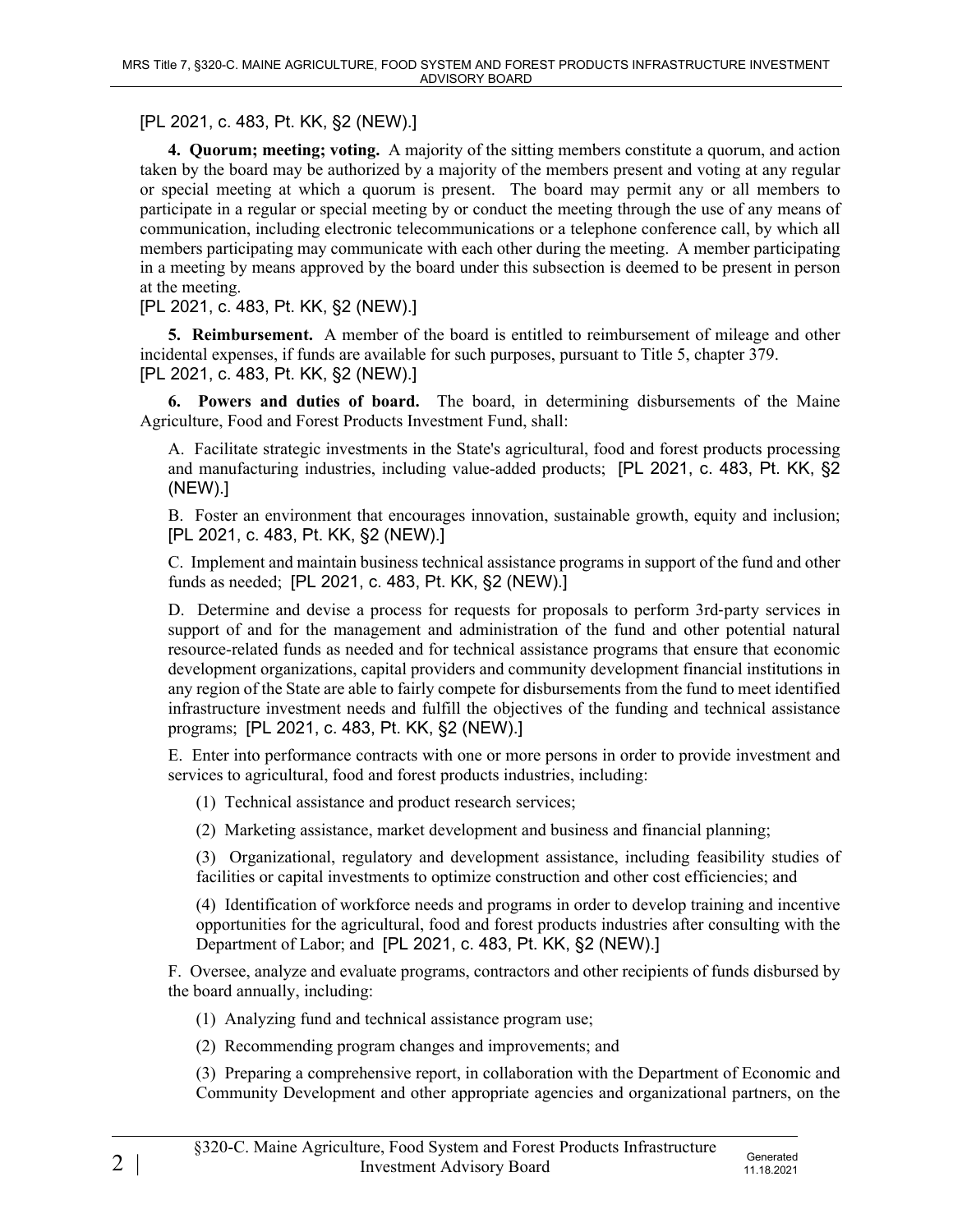[PL 2021, c. 483, Pt. KK, §2 (NEW).]

**4. Quorum; meeting; voting.** A majority of the sitting members constitute a quorum, and action taken by the board may be authorized by a majority of the members present and voting at any regular or special meeting at which a quorum is present. The board may permit any or all members to participate in a regular or special meeting by or conduct the meeting through the use of any means of communication, including electronic telecommunications or a telephone conference call, by which all members participating may communicate with each other during the meeting. A member participating in a meeting by means approved by the board under this subsection is deemed to be present in person at the meeting.

[PL 2021, c. 483, Pt. KK, §2 (NEW).]

**5. Reimbursement.** A member of the board is entitled to reimbursement of mileage and other incidental expenses, if funds are available for such purposes, pursuant to Title 5, chapter 379.

[PL 2021, c. 483, Pt. KK, §2 (NEW).]

**6. Powers and duties of board.** The board, in determining disbursements of the Maine Agriculture, Food and Forest Products Investment Fund, shall:

A. Facilitate strategic investments in the State's agricultural, food and forest products processing and manufacturing industries, including value-added products; [PL 2021, c. 483, Pt. KK, §2 (NEW).]

B. Foster an environment that encourages innovation, sustainable growth, equity and inclusion; [PL 2021, c. 483, Pt. KK, §2 (NEW).]

C. Implement and maintain business technical assistance programs in support of the fund and other funds as needed; [PL 2021, c. 483, Pt. KK, §2 (NEW).]

D. Determine and devise a process for requests for proposals to perform 3rd-party services in support of and for the management and administration of the fund and other potential natural resource-related funds as needed and for technical assistance programs that ensure that economic development organizations, capital providers and community development financial institutions in any region of the State are able to fairly compete for disbursements from the fund to meet identified infrastructure investment needs and fulfill the objectives of the funding and technical assistance programs; [PL 2021, c. 483, Pt. KK, §2 (NEW).]

E. Enter into performance contracts with one or more persons in order to provide investment and services to agricultural, food and forest products industries, including:

(1) Technical assistance and product research services;

(2) Marketing assistance, market development and business and financial planning;

(3) Organizational, regulatory and development assistance, including feasibility studies of facilities or capital investments to optimize construction and other cost efficiencies; and

(4) Identification of workforce needs and programs in order to develop training and incentive opportunities for the agricultural, food and forest products industries after consulting with the Department of Labor; and [PL 2021, c. 483, Pt. KK, §2 (NEW).]

F. Oversee, analyze and evaluate programs, contractors and other recipients of funds disbursed by the board annually, including:

(1) Analyzing fund and technical assistance program use;

(2) Recommending program changes and improvements; and

(3) Preparing a comprehensive report, in collaboration with the Department of Economic and Community Development and other appropriate agencies and organizational partners, on the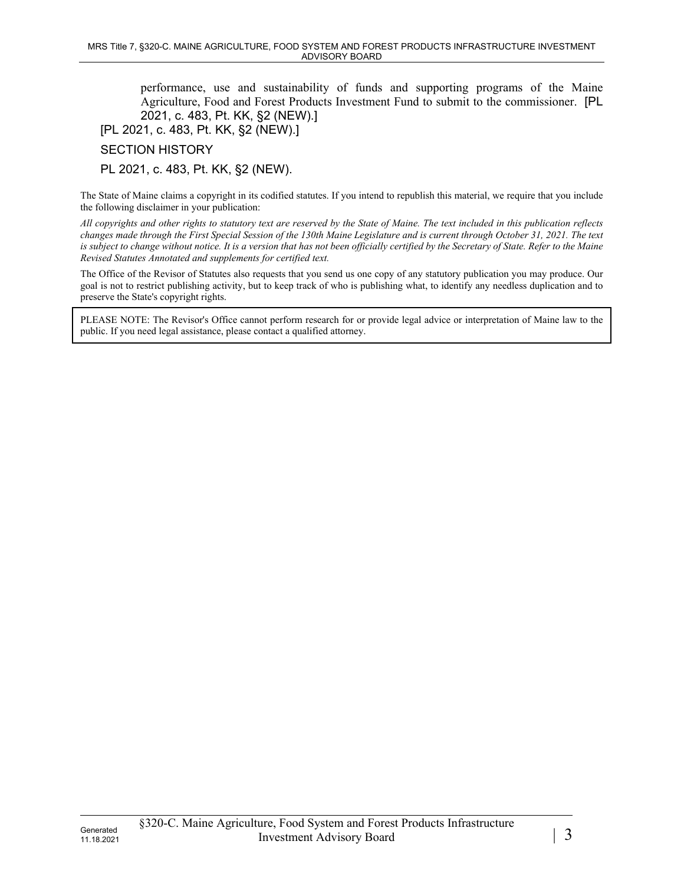performance, use and sustainability of funds and supporting programs of the Maine Agriculture, Food and Forest Products Investment Fund to submit to the commissioner. [PL 2021, c. 483, Pt. KK, §2 (NEW).]

[PL 2021, c. 483, Pt. KK, §2 (NEW).]

SECTION HISTORY

PL 2021, c. 483, Pt. KK, §2 (NEW).

The State of Maine claims a copyright in its codified statutes. If you intend to republish this material, we require that you include the following disclaimer in your publication:

*All copyrights and other rights to statutory text are reserved by the State of Maine. The text included in this publication reflects changes made through the First Special Session of the 130th Maine Legislature and is current through October 31, 2021. The text is subject to change without notice. It is a version that has not been officially certified by the Secretary of State. Refer to the Maine Revised Statutes Annotated and supplements for certified text.*

The Office of the Revisor of Statutes also requests that you send us one copy of any statutory publication you may produce. Our goal is not to restrict publishing activity, but to keep track of who is publishing what, to identify any needless duplication and to preserve the State's copyright rights.

PLEASE NOTE: The Revisor's Office cannot perform research for or provide legal advice or interpretation of Maine law to the public. If you need legal assistance, please contact a qualified attorney.